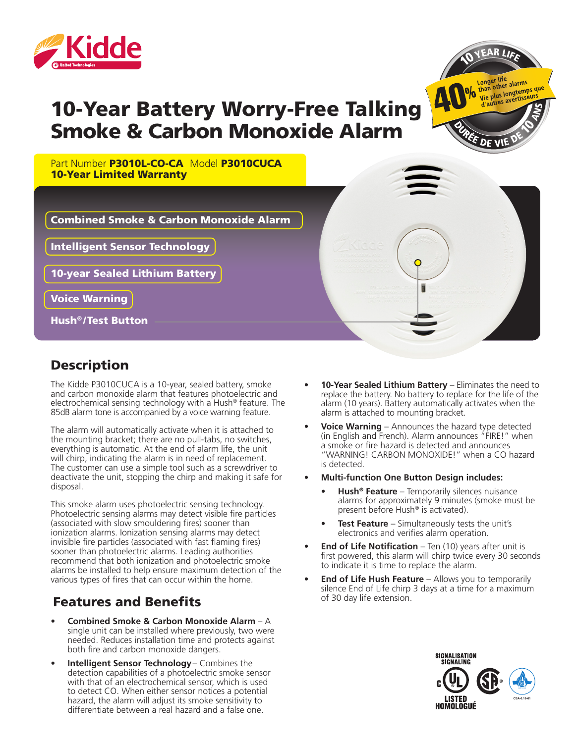# 10-Year Battery Worry-Free Talking Smoke & Carbon Monoxide Alarm

10 YEAR LIFE

40% Longer life than other alarms / Vie plus longtemps que d'autres avertisseurs

DURÉE DE VIE DE 10 ANS

Part Number **P3010L-CO-CA** Model **P3010CUCA**
**10-Year Limited Warranty**

- **Combined Smoke & Carbon Monoxide Alarm**
- **Intelligent Sensor Technology**
- **10-year Sealed Lithium Battery**
- **Voice Warning**
- **Hush®/Test Button**

## Description

The Kidde P3010CUCA is a 10-year, sealed battery, smoke and carbon monoxide alarm that features photoelectric and electrochemical sensing technology with a Hush® feature. The 85dB alarm tone is accompanied by a voice warning feature.

The alarm will automatically activate when it is attached to the mounting bracket; there are no pull-tabs, no switches, everything is automatic. At the end of alarm life, the unit will chirp, indicating the alarm is in need of replacement. The customer can use a simple tool such as a screwdriver to deactivate the unit, stopping the chirp and making it safe for disposal.

This smoke alarm uses photoelectric sensing technology. Photoelectric sensing alarms may detect visible fire particles (associated with slow smouldering fires) sooner than ionization alarms. Ionization sensing alarms may detect invisible fire particles (associated with fast flaming fires) sooner than photoelectric alarms. Leading authorities recommend that both ionization and photoelectric smoke alarms be installed to help ensure maximum detection of the various types of fires that can occur within the home.

## Features and Benefits

- **Combined Smoke & Carbon Monoxide Alarm** – A single unit can be installed where previously, two were needed. Reduces installation time and protects against both fire and carbon monoxide dangers.
- **Intelligent Sensor Technology** – Combines the detection capabilities of a photoelectric smoke sensor with that of an electrochemical sensor, which is used to detect CO. When either sensor notices a potential hazard, the alarm will adjust its smoke sensitivity to differentiate between a real hazard and a false one.
- **10-Year Sealed Lithium Battery** – Eliminates the need to replace the battery. No battery to replace for the life of the alarm (10 years). Battery automatically activates when the alarm is attached to mounting bracket.
- **Voice Warning** – Announces the hazard type detected (in English and French). Alarm announces "FIRE!" when a smoke or fire hazard is detected and announces "WARNING! CARBON MONOXIDE!" when a CO hazard is detected.
- **Multi-function One Button Design includes:**
  - **Hush® Feature** – Temporarily silences nuisance alarms for approximately 9 minutes (smoke must be present before Hush® is activated).
  - **Test Feature** – Simultaneously tests the unit's electronics and verifies alarm operation.
- **End of Life Notification** – Ten (10) years after unit is first powered, this alarm will chirp twice every 30 seconds to indicate it is time to replace the alarm.
- **End of Life Hush Feature** – Allows you to temporarily silence End of Life chirp 3 days at a time for a maximum of 30 day life extension.

SIGNALISATION SIGNALING
LISTED HOMOLOGUÉ
CSA-6.19-01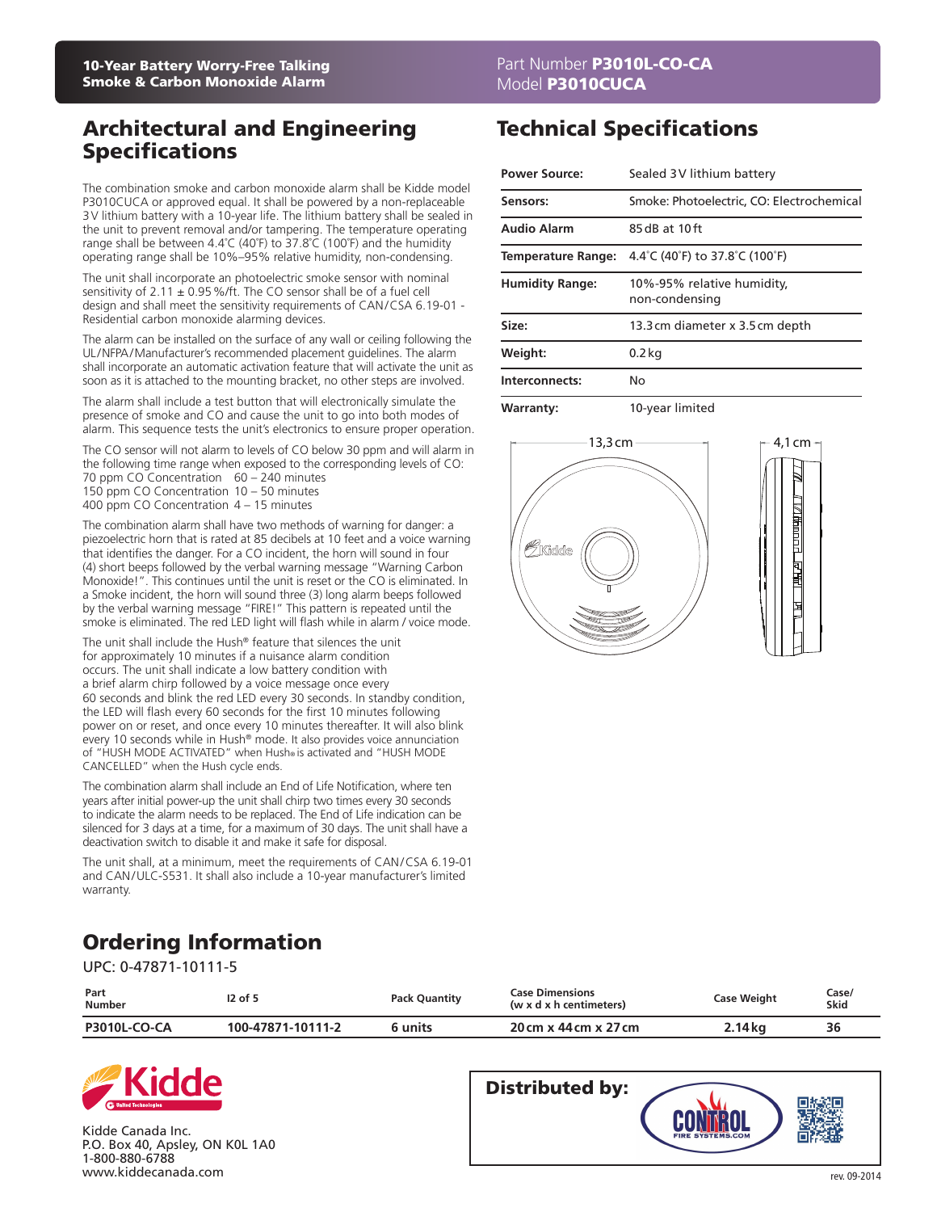**10-Year Battery Worry-Free Talking Smoke & Carbon Monoxide Alarm**

Part Number **P3010L-CO-CA**
Model **P3010CUCA**

## Architectural and Engineering Specifications

The combination smoke and carbon monoxide alarm shall be Kidde model P3010CUCA or approved equal. It shall be powered by a non-replaceable 3V lithium battery with a 10-year life. The lithium battery shall be sealed in the unit to prevent removal and/or tampering. The temperature operating range shall be between 4.4˚C (40˚F) to 37.8˚C (100˚F) and the humidity operating range shall be 10%–95% relative humidity, non-condensing.

The unit shall incorporate an photoelectric smoke sensor with nominal sensitivity of 2.11 ± 0.95 %/ft. The CO sensor shall be of a fuel cell design and shall meet the sensitivity requirements of CAN/CSA 6.19-01 - Residential carbon monoxide alarming devices.

The alarm can be installed on the surface of any wall or ceiling following the UL/NFPA/Manufacturer's recommended placement guidelines. The alarm shall incorporate an automatic activation feature that will activate the unit as soon as it is attached to the mounting bracket, no other steps are involved.

The alarm shall include a test button that will electronically simulate the presence of smoke and CO and cause the unit to go into both modes of alarm. This sequence tests the unit's electronics to ensure proper operation.

The CO sensor will not alarm to levels of CO below 30 ppm and will alarm in the following time range when exposed to the corresponding levels of CO:
70 ppm CO Concentration 60 – 240 minutes
150 ppm CO Concentration 10 – 50 minutes
400 ppm CO Concentration 4 – 15 minutes

The combination alarm shall have two methods of warning for danger: a piezoelectric horn that is rated at 85 decibels at 10 feet and a voice warning that identifies the danger. For a CO incident, the horn will sound in four (4) short beeps followed by the verbal warning message "Warning Carbon Monoxide!". This continues until the unit is reset or the CO is eliminated. In a Smoke incident, the horn will sound three (3) long alarm beeps followed by the verbal warning message "FIRE!" This pattern is repeated until the smoke is eliminated. The red LED light will flash while in alarm / voice mode.

The unit shall include the Hush® feature that silences the unit for approximately 10 minutes if a nuisance alarm condition occurs. The unit shall indicate a low battery condition with a brief alarm chirp followed by a voice message once every 60 seconds and blink the red LED every 30 seconds. In standby condition, the LED will flash every 60 seconds for the first 10 minutes following power on or reset, and once every 10 minutes thereafter. It will also blink every 10 seconds while in Hush® mode. It also provides voice annunciation of "HUSH MODE ACTIVATED" when Hush® is activated and "HUSH MODE CANCELLED" when the Hush cycle ends.

The combination alarm shall include an End of Life Notification, where ten years after initial power-up the unit shall chirp two times every 30 seconds to indicate the alarm needs to be replaced. The End of Life indication can be silenced for 3 days at a time, for a maximum of 30 days. The unit shall have a deactivation switch to disable it and make it safe for disposal.

The unit shall, at a minimum, meet the requirements of CAN/CSA 6.19-01 and CAN/ULC-S531. It shall also include a 10-year manufacturer's limited warranty.

## Technical Specifications

| | |
|---|---|
| **Power Source:** | Sealed 3V lithium battery |
| **Sensors:** | Smoke: Photoelectric, CO: Electrochemical |
| **Audio Alarm** | 85dB at 10ft |
| **Temperature Range:** | 4.4˚C (40˚F) to 37.8˚C (100˚F) |
| **Humidity Range:** | 10%-95% relative humidity, non-condensing |
| **Size:** | 13.3cm diameter x 3.5cm depth |
| **Weight:** | 0.2kg |
| **Interconnects:** | No |
| **Warranty:** | 10-year limited |

13,3cm
4,1cm

## Ordering Information

UPC: 0-47871-10111-5

| Part Number | I2 of 5 | Pack Quantity | Case Dimensions (w x d x h centimeters) | Case Weight | Case/ Skid |
|---|---|---|---|---|---|
| **P3010L-CO-CA** | **100-47871-10111-2** | **6 units** | **20cm x 44cm x 27cm** | **2.14kg** | **36** |

Kidde Canada Inc.
P.O. Box 40, Apsley, ON K0L 1A0
1-800-880-6788
www.kiddecanada.com

**Distributed by:** CONTROL FIRE SYSTEMS.COM

rev. 09-2014